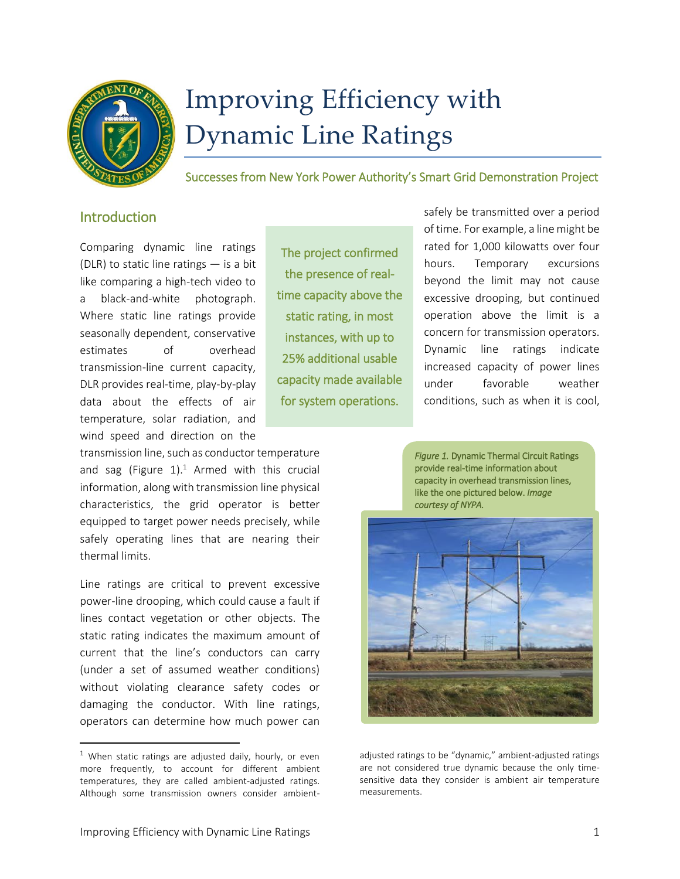# Improving Efficiency with Dynamic Line Ratings

Successes from New York Power Authority's Smart Grid Demonstration Project

## Introduction

Comparing dynamic line ratings (DLR) to static line ratings — is a bit like comparing a high-tech video to a black-and-white photograph. Where static line ratings provide seasonally dependent, conservative estimates of overhead transmission-line current capacity, DLR provides real-time, play-by-play data about the effects of air temperature, solar radiation, and wind speed and direction on the transmission line, such as conductor temperature and sag (Figure 1).[1] Armed with this crucial information, along with transmission line physical characteristics, the grid operator is better equipped to target power needs precisely, while safely operating lines that are nearing their thermal limits.

> The project confirmed the presence of real-time capacity above the static rating, in most instances, with up to 25% additional usable capacity made available for system operations.

Line ratings are critical to prevent excessive power-line drooping, which could cause a fault if lines contact vegetation or other objects. The static rating indicates the maximum amount of current that the line's conductors can carry (under a set of assumed weather conditions) without violating clearance safety codes or damaging the conductor. With line ratings, operators can determine how much power can safely be transmitted over a period of time. For example, a line might be rated for 1,000 kilowatts over four hours. Temporary excursions beyond the limit may not cause excessive drooping, but continued operation above the limit is a concern for transmission operators. Dynamic line ratings indicate increased capacity of power lines under favorable weather conditions, such as when it is cool,

*Figure 1.* Dynamic Thermal Circuit Ratings provide real-time information about capacity in overhead transmission lines, like the one pictured below. *Image courtesy of NYPA.*

[1] When static ratings are adjusted daily, hourly, or even more frequently, to account for different ambient temperatures, they are called ambient-adjusted ratings. Although some transmission owners consider ambient-adjusted ratings to be "dynamic," ambient-adjusted ratings are not considered true dynamic because the only time-sensitive data they consider is ambient air temperature measurements.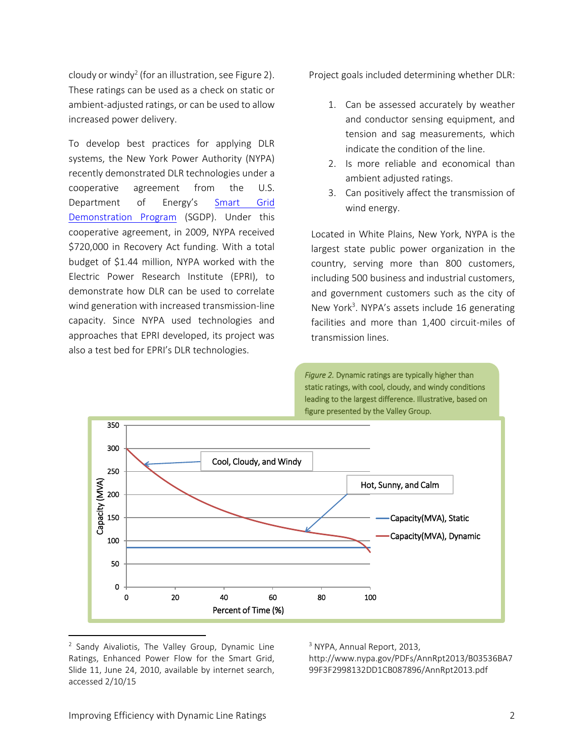cloudy or windy[2] (for an illustration, see Figure 2). These ratings can be used as a check on static or ambient-adjusted ratings, or can be used to allow increased power delivery.

To develop best practices for applying DLR systems, the New York Power Authority (NYPA) recently demonstrated DLR technologies under a cooperative agreement from the U.S. Department of Energy's Smart Grid Demonstration Program (SGDP). Under this cooperative agreement, in 2009, NYPA received $720,000 in Recovery Act funding. With a total budget of $1.44 million, NYPA worked with the Electric Power Research Institute (EPRI), to demonstrate how DLR can be used to correlate wind generation with increased transmission-line capacity. Since NYPA used technologies and approaches that EPRI developed, its project was also a test bed for EPRI's DLR technologies.

Project goals included determining whether DLR:

1. Can be assessed accurately by weather and conductor sensing equipment, and tension and sag measurements, which indicate the condition of the line.
2. Is more reliable and economical than ambient adjusted ratings.
3. Can positively affect the transmission of wind energy.

Located in White Plains, New York, NYPA is the largest state public power organization in the country, serving more than 800 customers, including 500 business and industrial customers, and government customers such as the city of New York[3]. NYPA's assets include 16 generating facilities and more than 1,400 circuit-miles of transmission lines.

*Figure 2.* Dynamic ratings are typically higher than static ratings, with cool, cloudy, and windy conditions leading to the largest difference. Illustrative, based on figure presented by the Valley Group.

[2] Sandy Aivaliotis, The Valley Group, Dynamic Line Ratings, Enhanced Power Flow for the Smart Grid, Slide 11, June 24, 2010, available by internet search, accessed 2/10/15

[3] NYPA, Annual Report, 2013, http://www.nypa.gov/PDFs/AnnRpt2013/B03536BA799F3F2998132DD1CB087896/AnnRpt2013.pdf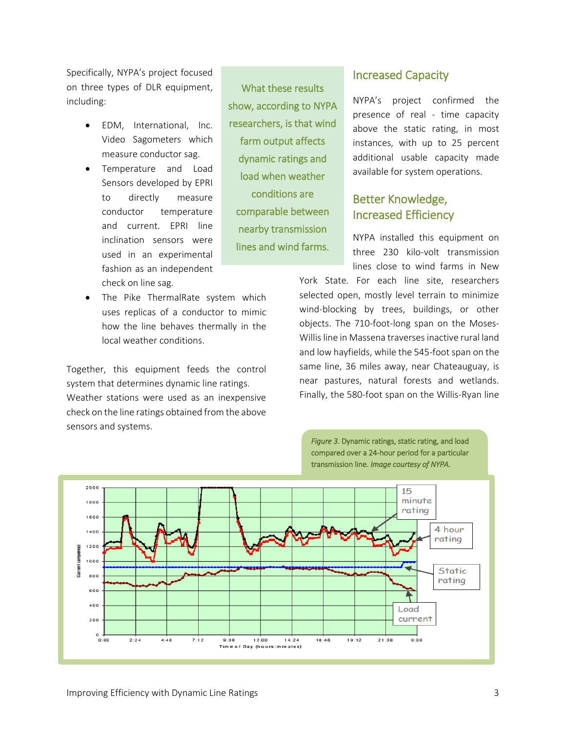Specifically, NYPA's project focused on three types of DLR equipment, including:

- EDM, International, Inc. Video Sagometers which measure conductor sag.
- Temperature and Load Sensors developed by EPRI to directly measure conductor temperature and current. EPRI line inclination sensors were used in an experimental fashion as an independent check on line sag.
- The Pike ThermalRate system which uses replicas of a conductor to mimic how the line behaves thermally in the local weather conditions.

Together, this equipment feeds the control system that determines dynamic line ratings. Weather stations were used as an inexpensive check on the line ratings obtained from the above sensors and systems.

> What these results show, according to NYPA researchers, is that wind farm output affects dynamic ratings and load when weather conditions are comparable between nearby transmission lines and wind farms.

## Increased Capacity

NYPA's project confirmed the presence of real - time capacity above the static rating, in most instances, with up to 25 percent additional usable capacity made available for system operations.

## Better Knowledge, Increased Efficiency

NYPA installed this equipment on three 230 kilo-volt transmission lines close to wind farms in New York State. For each line site, researchers selected open, mostly level terrain to minimize wind-blocking by trees, buildings, or other objects. The 710-foot-long span on the Moses-Willis line in Massena traverses inactive rural land and low hayfields, while the 545-foot span on the same line, 36 miles away, near Chateauguay, is near pastures, natural forests and wetlands. Finally, the 580-foot span on the Willis-Ryan line

*Figure 3.* Dynamic ratings, static rating, and load compared over a 24-hour period for a particular transmission line. *Image courtesy of NYPA.*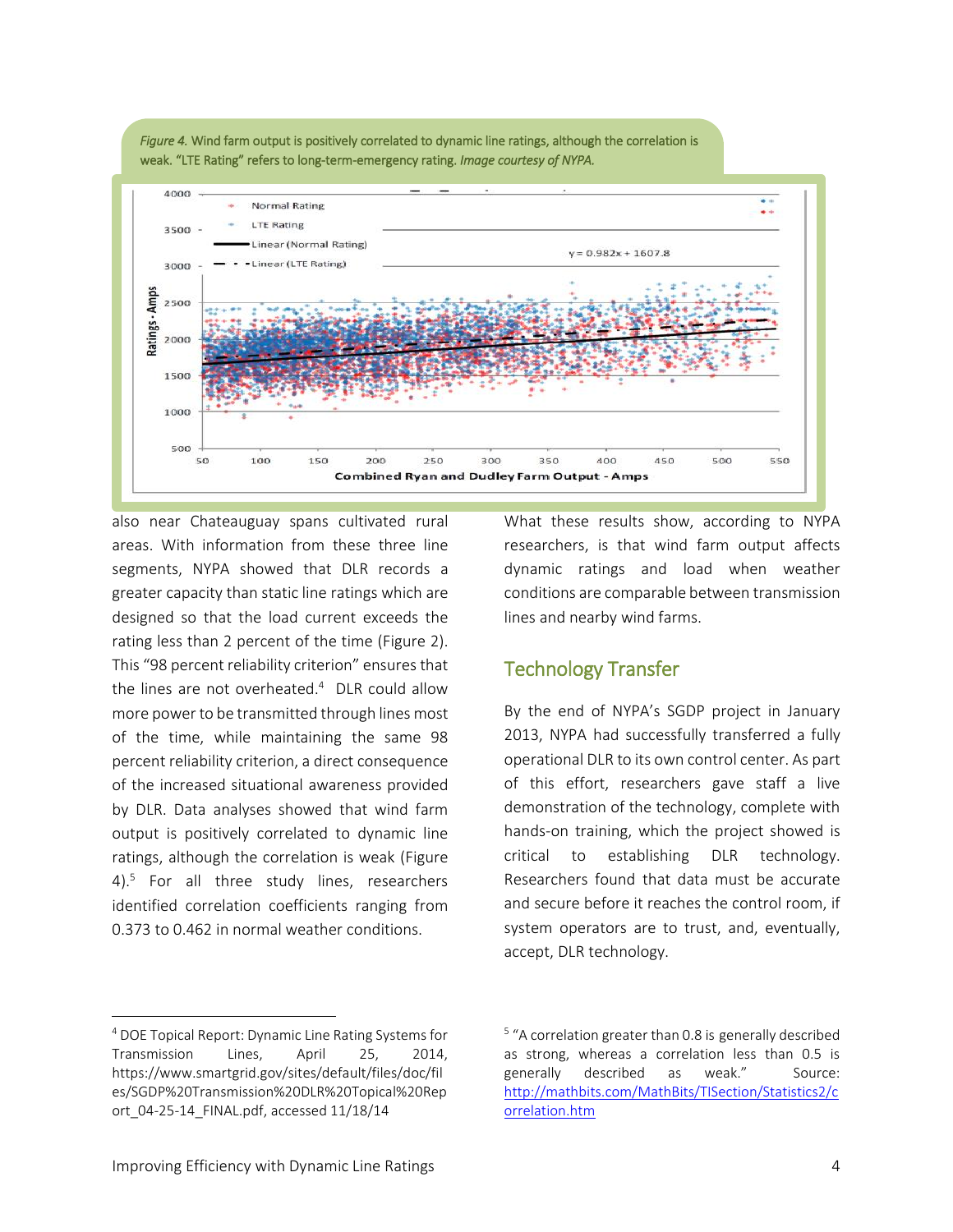*Figure 4.* Wind farm output is positively correlated to dynamic line ratings, although the correlation is weak. "LTE Rating" refers to long-term-emergency rating. *Image courtesy of NYPA.*

also near Chateauguay spans cultivated rural areas. With information from these three line segments, NYPA showed that DLR records a greater capacity than static line ratings which are designed so that the load current exceeds the rating less than 2 percent of the time (Figure 2). This "98 percent reliability criterion" ensures that the lines are not overheated.[4] DLR could allow more power to be transmitted through lines most of the time, while maintaining the same 98 percent reliability criterion, a direct consequence of the increased situational awareness provided by DLR. Data analyses showed that wind farm output is positively correlated to dynamic line ratings, although the correlation is weak (Figure 4).[5] For all three study lines, researchers identified correlation coefficients ranging from 0.373 to 0.462 in normal weather conditions.

What these results show, according to NYPA researchers, is that wind farm output affects dynamic ratings and load when weather conditions are comparable between transmission lines and nearby wind farms.

## Technology Transfer

By the end of NYPA's SGDP project in January 2013, NYPA had successfully transferred a fully operational DLR to its own control center. As part of this effort, researchers gave staff a live demonstration of the technology, complete with hands-on training, which the project showed is critical to establishing DLR technology. Researchers found that data must be accurate and secure before it reaches the control room, if system operators are to trust, and, eventually, accept, DLR technology.

[4] DOE Topical Report: Dynamic Line Rating Systems for Transmission Lines, April 25, 2014, https://www.smartgrid.gov/sites/default/files/doc/files/SGDP%20Transmission%20DLR%20Topical%20Report_04-25-14_FINAL.pdf, accessed 11/18/14

[5] "A correlation greater than 0.8 is generally described as strong, whereas a correlation less than 0.5 is generally described as weak." Source: http://mathbits.com/MathBits/TISection/Statistics2/correlation.htm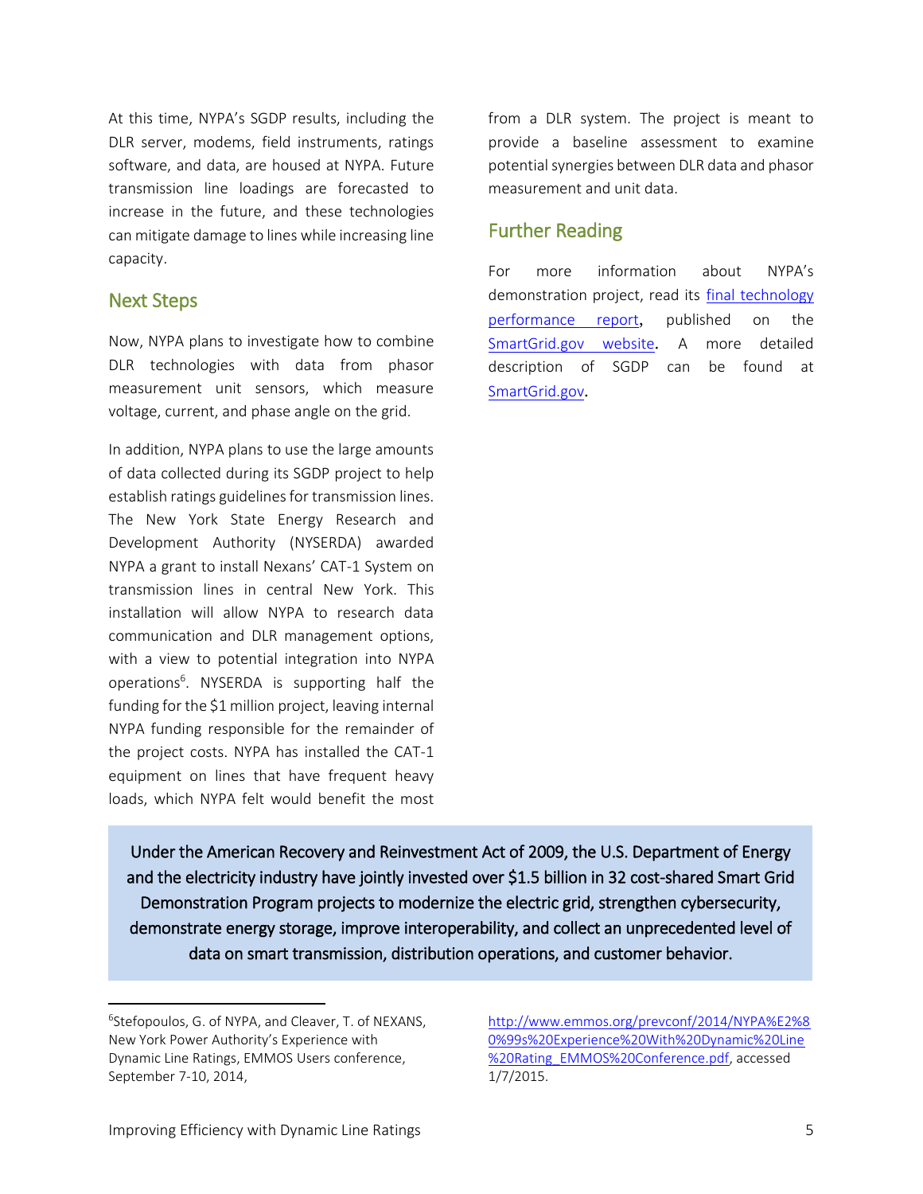At this time, NYPA's SGDP results, including the DLR server, modems, field instruments, ratings software, and data, are housed at NYPA. Future transmission line loadings are forecasted to increase in the future, and these technologies can mitigate damage to lines while increasing line capacity.

## Next Steps

Now, NYPA plans to investigate how to combine DLR technologies with data from phasor measurement unit sensors, which measure voltage, current, and phase angle on the grid.

In addition, NYPA plans to use the large amounts of data collected during its SGDP project to help establish ratings guidelines for transmission lines. The New York State Energy Research and Development Authority (NYSERDA) awarded NYPA a grant to install Nexans' CAT-1 System on transmission lines in central New York. This installation will allow NYPA to research data communication and DLR management options, with a view to potential integration into NYPA operations[6]. NYSERDA is supporting half the funding for the $1 million project, leaving internal NYPA funding responsible for the remainder of the project costs. NYPA has installed the CAT-1 equipment on lines that have frequent heavy loads, which NYPA felt would benefit the most from a DLR system. The project is meant to provide a baseline assessment to examine potential synergies between DLR data and phasor measurement and unit data.

## Further Reading

For more information about NYPA's demonstration project, read its [final technology performance report](), published on the [SmartGrid.gov website](). A more detailed description of SGDP can be found at [SmartGrid.gov]().

**Under the American Recovery and Reinvestment Act of 2009, the U.S. Department of Energy and the electricity industry have jointly invested over $1.5 billion in 32 cost-shared Smart Grid Demonstration Program projects to modernize the electric grid, strengthen cybersecurity, demonstrate energy storage, improve interoperability, and collect an unprecedented level of data on smart transmission, distribution operations, and customer behavior.**

[6] Stefopoulos, G. of NYPA, and Cleaver, T. of NEXANS, New York Power Authority's Experience with Dynamic Line Ratings, EMMOS Users conference, September 7-10, 2014, http://www.emmos.org/prevconf/2014/NYPA%E2%80%99s%20Experience%20With%20Dynamic%20Line%20Rating_EMMOS%20Conference.pdf, accessed 1/7/2015.